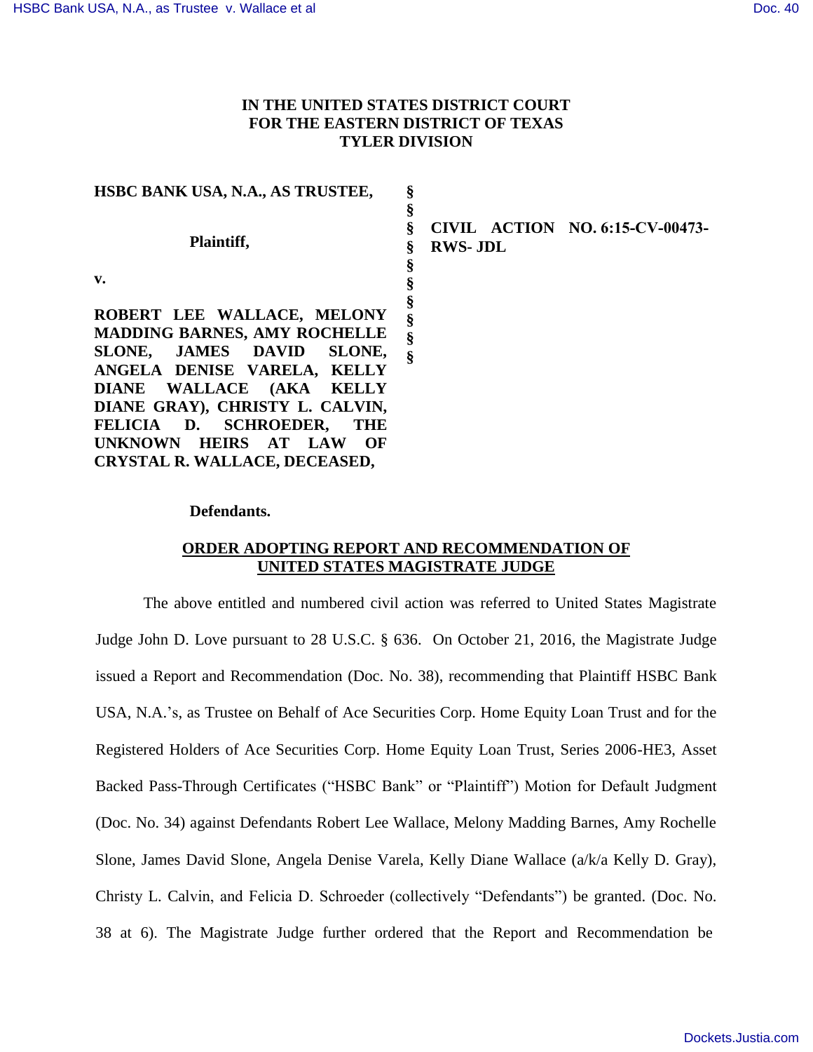# IN THE UNITED STATES DISTRICT COURT FOR THE EASTERN DISTRICT OF TEXAS TYLER DIVISION

**HSBC BANK USA, N.A., AS TRUSTEE,**

**Plaintiff,**

**v.**

**ROBERT LEE WALLACE, MELONY MADDING BARNES, AMY ROCHELLE SLONE, JAMES DAVID SLONE, ANGELA DENISE VARELA, KELLY DIANE WALLACE (AKA KELLY DIANE GRAY), CHRISTY L. CALVIN, FELICIA D. SCHROEDER, THE UNKNOWN HEIRS AT LAW OF CRYSTAL R. WALLACE, DECEASED,**

**Defendants.**

§ § § § § § § § § §

**CIVIL ACTION NO. 6:15-CV-00473-RWS- JDL**

## ORDER ADOPTING REPORT AND RECOMMENDATION OF UNITED STATES MAGISTRATE JUDGE

The above entitled and numbered civil action was referred to United States Magistrate Judge John D. Love pursuant to 28 U.S.C. § 636. On October 21, 2016, the Magistrate Judge issued a Report and Recommendation (Doc. No. 38), recommending that Plaintiff HSBC Bank USA, N.A.'s, as Trustee on Behalf of Ace Securities Corp. Home Equity Loan Trust and for the Registered Holders of Ace Securities Corp. Home Equity Loan Trust, Series 2006-HE3, Asset Backed Pass-Through Certificates ("HSBC Bank" or "Plaintiff") Motion for Default Judgment (Doc. No. 34) against Defendants Robert Lee Wallace, Melony Madding Barnes, Amy Rochelle Slone, James David Slone, Angela Denise Varela, Kelly Diane Wallace (a/k/a Kelly D. Gray), Christy L. Calvin, and Felicia D. Schroeder (collectively "Defendants") be granted. (Doc. No. 38 at 6). The Magistrate Judge further ordered that the Report and Recommendation be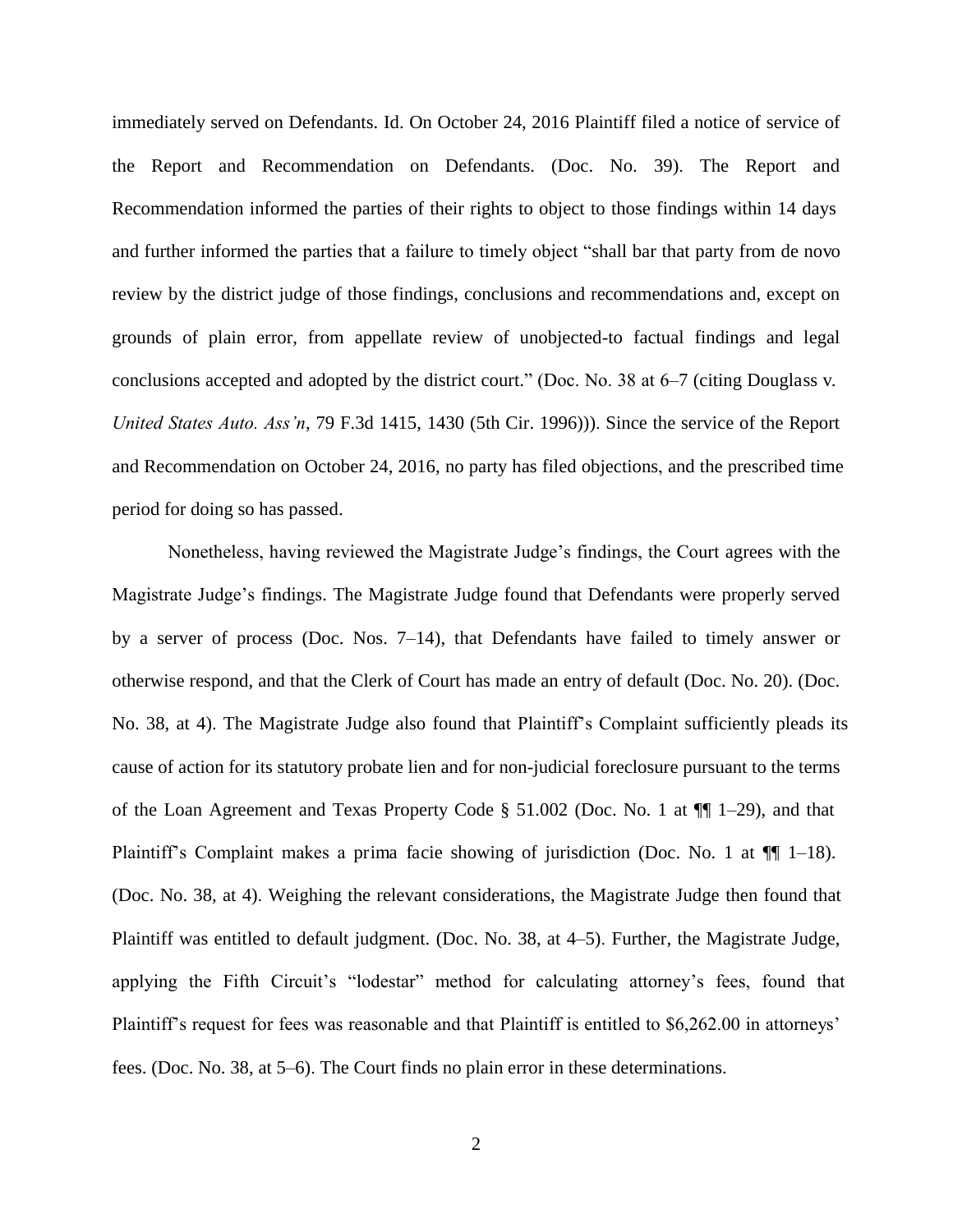immediately served on Defendants. Id. On October 24, 2016 Plaintiff filed a notice of service of the Report and Recommendation on Defendants. (Doc. No. 39). The Report and Recommendation informed the parties of their rights to object to those findings within 14 days and further informed the parties that a failure to timely object "shall bar that party from de novo review by the district judge of those findings, conclusions and recommendations and, except on grounds of plain error, from appellate review of unobjected-to factual findings and legal conclusions accepted and adopted by the district court." (Doc. No. 38 at 6–7 (citing Douglass v. *United States Auto. Ass'n*, 79 F.3d 1415, 1430 (5th Cir. 1996))). Since the service of the Report and Recommendation on October 24, 2016, no party has filed objections, and the prescribed time period for doing so has passed.

Nonetheless, having reviewed the Magistrate Judge's findings, the Court agrees with the Magistrate Judge's findings. The Magistrate Judge found that Defendants were properly served by a server of process (Doc. Nos. 7–14), that Defendants have failed to timely answer or otherwise respond, and that the Clerk of Court has made an entry of default (Doc. No. 20). (Doc. No. 38, at 4). The Magistrate Judge also found that Plaintiff's Complaint sufficiently pleads its cause of action for its statutory probate lien and for non-judicial foreclosure pursuant to the terms of the Loan Agreement and Texas Property Code § 51.002 (Doc. No. 1 at ¶¶ 1–29), and that Plaintiff's Complaint makes a prima facie showing of jurisdiction (Doc. No. 1 at ¶¶ 1–18). (Doc. No. 38, at 4). Weighing the relevant considerations, the Magistrate Judge then found that Plaintiff was entitled to default judgment. (Doc. No. 38, at 4–5). Further, the Magistrate Judge, applying the Fifth Circuit's "lodestar" method for calculating attorney's fees, found that Plaintiff's request for fees was reasonable and that Plaintiff is entitled to $6,262.00 in attorneys' fees. (Doc. No. 38, at 5–6). The Court finds no plain error in these determinations.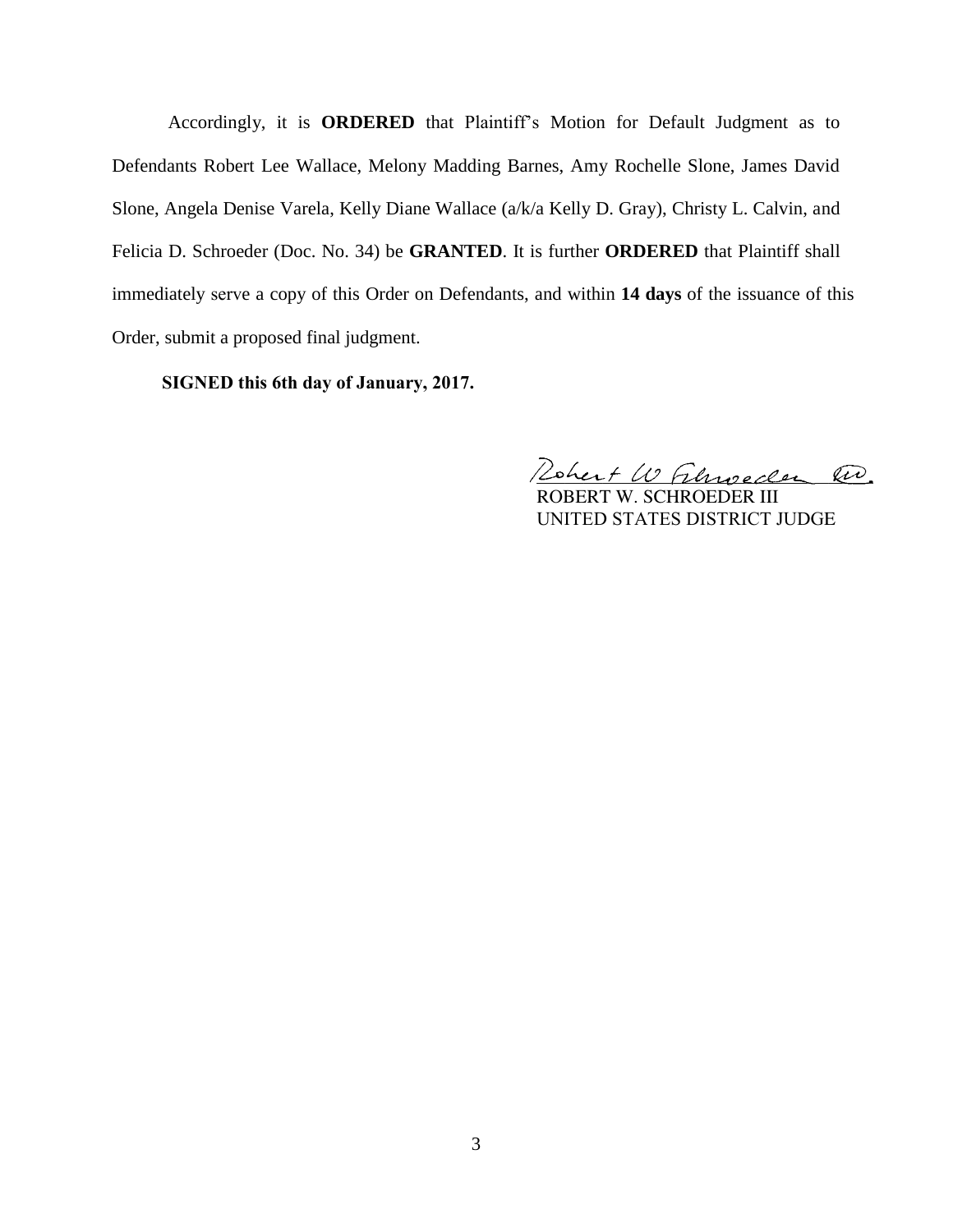Accordingly, it is **ORDERED** that Plaintiff's Motion for Default Judgment as to Defendants Robert Lee Wallace, Melony Madding Barnes, Amy Rochelle Slone, James David Slone, Angela Denise Varela, Kelly Diane Wallace (a/k/a Kelly D. Gray), Christy L. Calvin, and Felicia D. Schroeder (Doc. No. 34) be **GRANTED**. It is further **ORDERED** that Plaintiff shall immediately serve a copy of this Order on Defendants, and within **14 days** of the issuance of this Order, submit a proposed final judgment.

**SIGNED this 6th day of January, 2017.**

ROBERT W. SCHROEDER III
UNITED STATES DISTRICT JUDGE